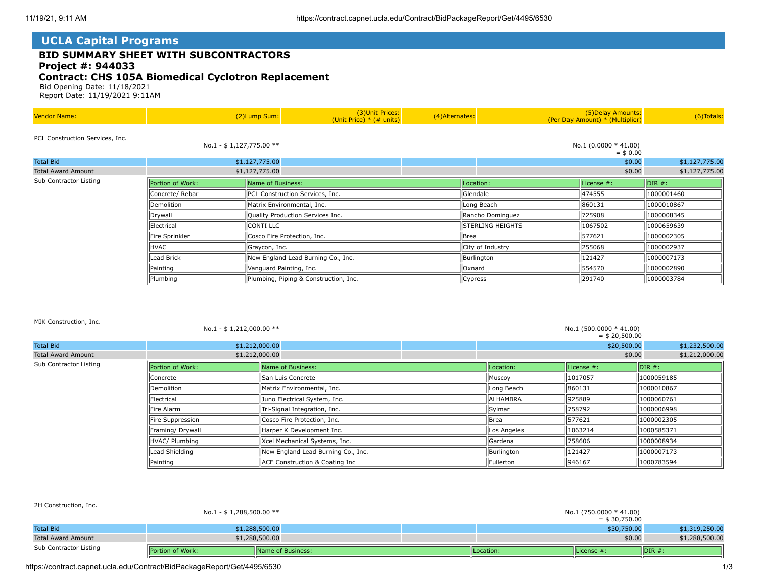# UCLA Capital Programs

## BID SUMMARY SHEET WITH SUBCONTRACTORS

## Project #: 944033

## Contract: CHS 105A Biomedical Cyclotron Replacement

Bid Opening Date: 11/18/2021
Report Date: 11/19/2021 9:11AM

| Vendor Name: | (2)Lump Sum: | (3)Unit Prices: (Unit Price) * (# units) | (4)Alternates: | (5)Delay Amounts: (Per Day Amount) * (Multiplier) | (6)Totals: |
|---|---|---|---|---|---|

PCL Construction Services, Inc.

| | (2)Lump Sum | (3)Unit Prices | (4)Alternates | (5)Delay Amounts | (6)Totals |
|---|---|---|---|---|---|
| | No.1 - $ 1,127,775.00 ** | | | No.1 (0.0000 * 41.00) = $ 0.00 | |
| Total Bid | $1,127,775.00 | | | $0.00 | $1,127,775.00 |
| Total Award Amount | $1,127,775.00 | | | $0.00 | $1,127,775.00 |

Sub Contractor Listing

| Portion of Work: | Name of Business: | Location: | License #: | DIR #: |
|---|---|---|---|---|
| Concrete/ Rebar | PCL Construction Services, Inc. | Glendale | 474555 | 1000001460 |
| Demolition | Matrix Environmental, Inc. | Long Beach | 860131 | 1000010867 |
| Drywall | Quality Production Services Inc. | Rancho Dominguez | 725908 | 1000008345 |
| Electrical | CONTI LLC | STERLING HEIGHTS | 1067502 | 1000659639 |
| Fire Sprinkler | Cosco Fire Protection, Inc. | Brea | 577621 | 1000002305 |
| HVAC | Graycon, Inc. | City of Industry | 255068 | 1000002937 |
| Lead Brick | New England Lead Burning Co., Inc. | Burlington | 121427 | 1000007173 |
| Painting | Vanguard Painting, Inc. | Oxnard | 554570 | 1000002890 |
| Plumbing | Plumbing, Piping & Construction, Inc. | Cypress | 291740 | 1000003784 |

MIK Construction, Inc.

| | (2)Lump Sum | (3)Unit Prices | (4)Alternates | (5)Delay Amounts | (6)Totals |
|---|---|---|---|---|---|
| | No.1 - $ 1,212,000.00 ** | | | No.1 (500.0000 * 41.00) = $ 20,500.00 | |
| Total Bid | $1,212,000.00 | | | $20,500.00 | $1,232,500.00 |
| Total Award Amount | $1,212,000.00 | | | $0.00 | $1,212,000.00 |

Sub Contractor Listing

| Portion of Work: | Name of Business: | Location: | License #: | DIR #: |
|---|---|---|---|---|
| Concrete | San Luis Concrete | Muscoy | 1017057 | 1000059185 |
| Demolition | Matrix Environmental, Inc. | Long Beach | 860131 | 1000010867 |
| Electrical | Juno Electrical System, Inc. | ALHAMBRA | 925889 | 1000060761 |
| Fire Alarm | Tri-Signal Integration, Inc. | Sylmar | 758792 | 1000006998 |
| Fire Suppression | Cosco Fire Protection, Inc. | Brea | 577621 | 1000002305 |
| Framing/ Drywall | Harper K Development Inc. | Los Angeles | 1063214 | 1000585371 |
| HVAC/ Plumbing | Xcel Mechanical Systems, Inc. | Gardena | 758606 | 1000008934 |
| Lead Shielding | New England Lead Burning Co., Inc. | Burlington | 121427 | 1000007173 |
| Painting | ACE Construction & Coating Inc | Fullerton | 946167 | 1000783594 |

2H Construction, Inc.

| | (2)Lump Sum | (3)Unit Prices | (4)Alternates | (5)Delay Amounts | (6)Totals |
|---|---|---|---|---|---|
| | No.1 - $ 1,288,500.00 ** | | | No.1 (750.0000 * 41.00) = $ 30,750.00 | |
| Total Bid | $1,288,500.00 | | | $30,750.00 | $1,319,250.00 |
| Total Award Amount | $1,288,500.00 | | | $0.00 | $1,288,500.00 |

Sub Contractor Listing

| Portion of Work: | Name of Business: | Location: | License #: | DIR #: |
|---|---|---|---|---|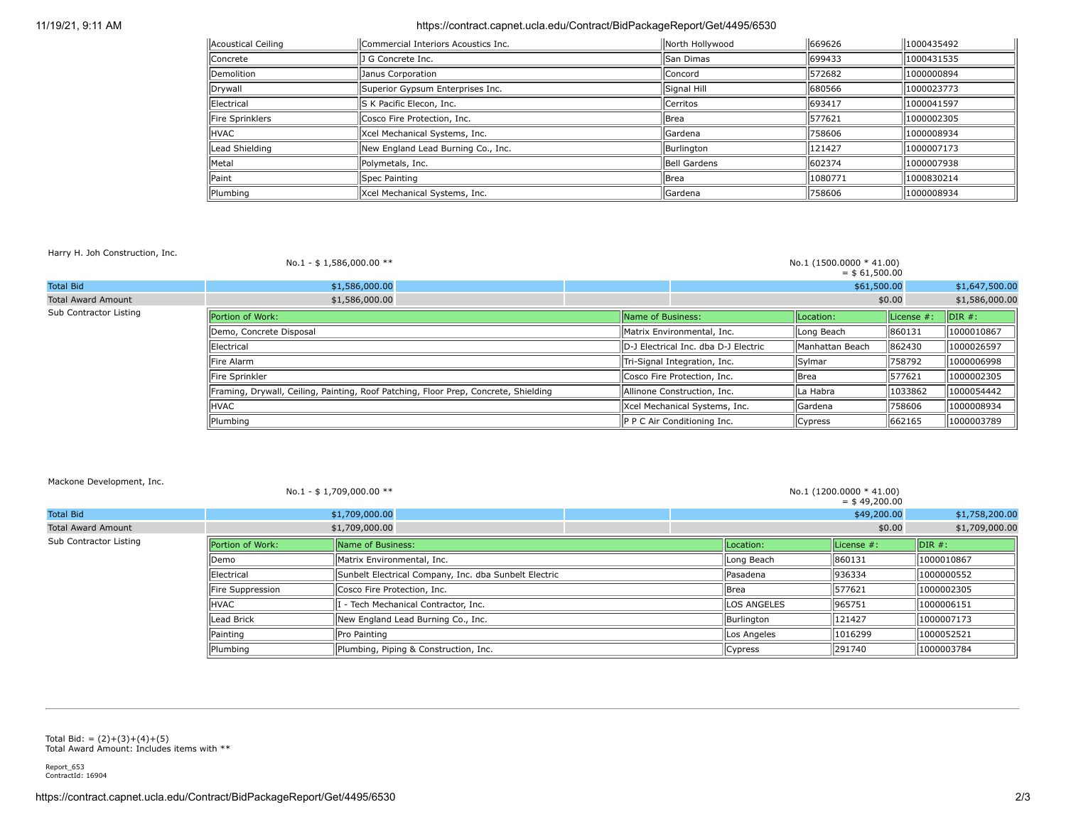| Acoustical Ceiling | Commercial Interiors Acoustics Inc. | North Hollywood | 669626 | 1000435492 |
| --- | --- | --- | --- | --- |
| Concrete | J G Concrete Inc. | San Dimas | 699433 | 1000431535 |
| Demolition | Janus Corporation | Concord | 572682 | 1000000894 |
| Drywall | Superior Gypsum Enterprises Inc. | Signal Hill | 680566 | 1000023773 |
| Electrical | S K Pacific Elecon, Inc. | Cerritos | 693417 | 1000041597 |
| Fire Sprinklers | Cosco Fire Protection, Inc. | Brea | 577621 | 1000002305 |
| HVAC | Xcel Mechanical Systems, Inc. | Gardena | 758606 | 1000008934 |
| Lead Shielding | New England Lead Burning Co., Inc. | Burlington | 121427 | 1000007173 |
| Metal | Polymetals, Inc. | Bell Gardens | 602374 | 1000007938 |
| Paint | Spec Painting | Brea | 1080771 | 1000830214 |
| Plumbing | Xcel Mechanical Systems, Inc. | Gardena | 758606 | 1000008934 |

Harry H. Joh Construction, Inc.

No.1 - $ 1,586,000.00 **

No.1 (1500.0000 * 41.00) = $ 61,500.00

| | | | | | |
| --- | --- | --- | --- | --- | --- |
| Total Bid | $1,586,000.00 | | | $61,500.00 | $1,647,500.00 |
| Total Award Amount | $1,586,000.00 | | | $0.00 | $1,586,000.00 |

Sub Contractor Listing

| Portion of Work: | Name of Business: | Location: | License #: | DIR #: |
| --- | --- | --- | --- | --- |
| Demo, Concrete Disposal | Matrix Environmental, Inc. | Long Beach | 860131 | 1000010867 |
| Electrical | D-J Electrical Inc. dba D-J Electric | Manhattan Beach | 862430 | 1000026597 |
| Fire Alarm | Tri-Signal Integration, Inc. | Sylmar | 758792 | 1000006998 |
| Fire Sprinkler | Cosco Fire Protection, Inc. | Brea | 577621 | 1000002305 |
| Framing, Drywall, Ceiling, Painting, Roof Patching, Floor Prep, Concrete, Shielding | Allinone Construction, Inc. | La Habra | 1033862 | 1000054442 |
| HVAC | Xcel Mechanical Systems, Inc. | Gardena | 758606 | 1000008934 |
| Plumbing | P P C Air Conditioning Inc. | Cypress | 662165 | 1000003789 |

Mackone Development, Inc.

No.1 - $ 1,709,000.00 **

No.1 (1200.0000 * 41.00) = $ 49,200.00

| | | | | | |
| --- | --- | --- | --- | --- | --- |
| Total Bid | $1,709,000.00 | | | $49,200.00 | $1,758,200.00 |
| Total Award Amount | $1,709,000.00 | | | $0.00 | $1,709,000.00 |

Sub Contractor Listing

| Portion of Work: | Name of Business: | Location: | License #: | DIR #: |
| --- | --- | --- | --- | --- |
| Demo | Matrix Environmental, Inc. | Long Beach | 860131 | 1000010867 |
| Electrical | Sunbelt Electrical Company, Inc. dba Sunbelt Electric | Pasadena | 936334 | 1000000552 |
| Fire Suppression | Cosco Fire Protection, Inc. | Brea | 577621 | 1000002305 |
| HVAC | I - Tech Mechanical Contractor, Inc. | LOS ANGELES | 965751 | 1000006151 |
| Lead Brick | New England Lead Burning Co., Inc. | Burlington | 121427 | 1000007173 |
| Painting | Pro Painting | Los Angeles | 1016299 | 1000052521 |
| Plumbing | Plumbing, Piping & Construction, Inc. | Cypress | 291740 | 1000003784 |

---

Total Bid: = (2)+(3)+(4)+(5)
Total Award Amount: Includes items with **

Report_653
ContractId: 16904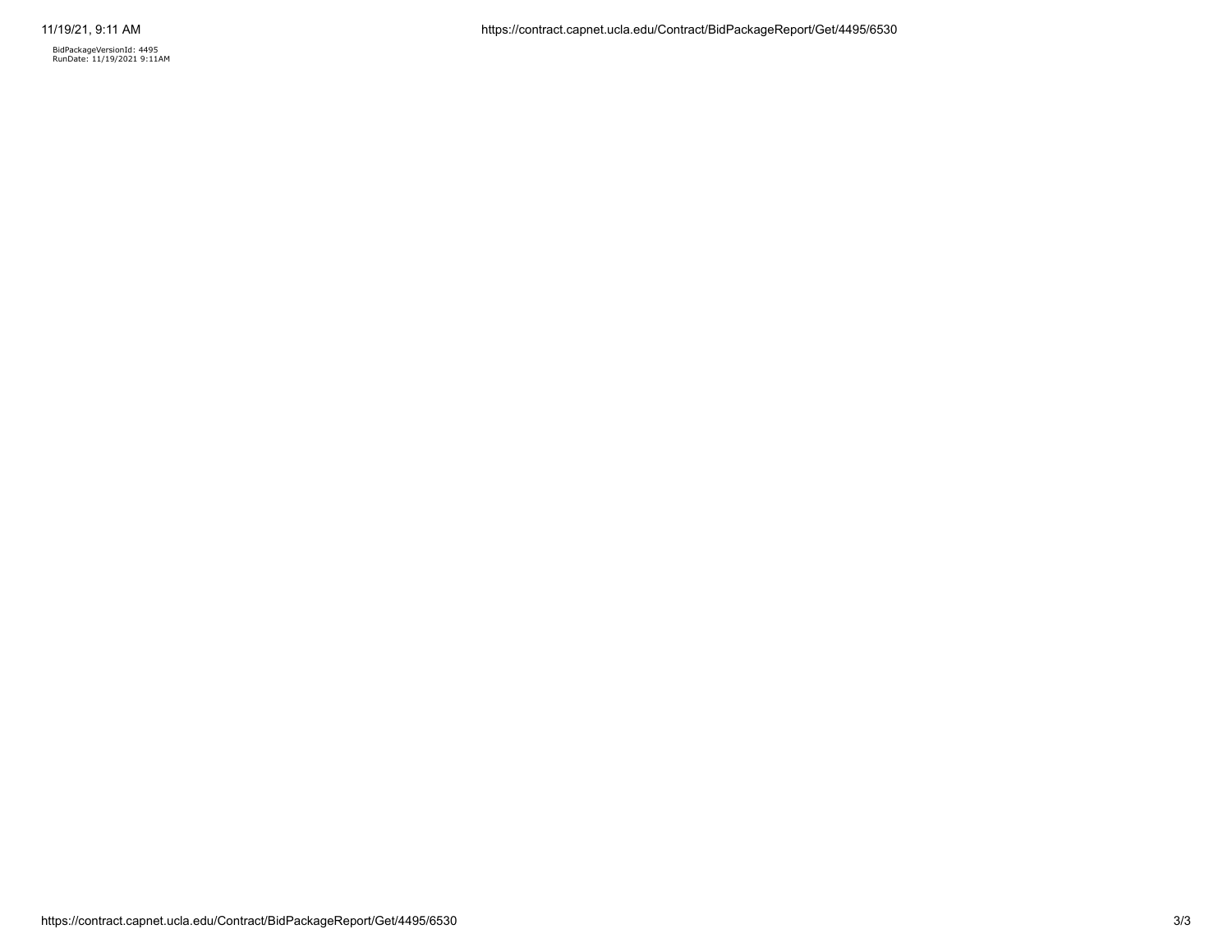BidPackageVersionId: 4495
RunDate: 11/19/2021 9:11AM